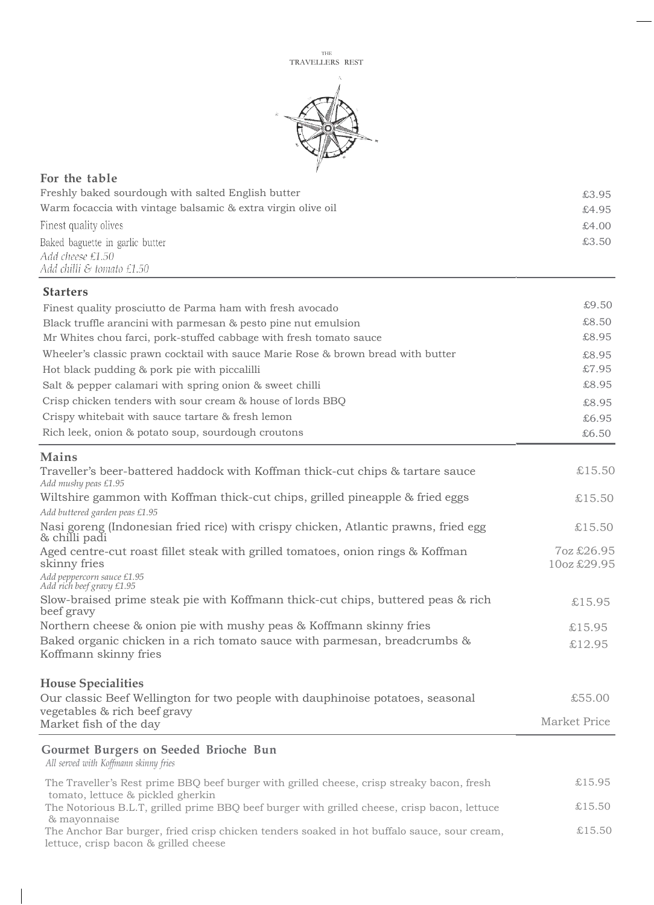THE
TRAVELLERS REST

## For the table

| | |
|---|---|
| Freshly baked sourdough with salted English butter | £3.95 |
| Warm focaccia with vintage balsamic & extra virgin olive oil | £4.95 |
| Finest quality olives | £4.00 |
| Baked baguette in garlic butter<br>*Add cheese £1.50*<br>*Add chilli & tomato £1.50* | £3.50 |

## Starters

| | |
|---|---|
| Finest quality prosciutto de Parma ham with fresh avocado | £9.50 |
| Black truffle arancini with parmesan & pesto pine nut emulsion | £8.50 |
| Mr Whites chou farci, pork-stuffed cabbage with fresh tomato sauce | £8.95 |
| Wheeler's classic prawn cocktail with sauce Marie Rose & brown bread with butter | £8.95 |
| Hot black pudding & pork pie with piccalilli | £7.95 |
| Salt & pepper calamari with spring onion & sweet chilli | £8.95 |
| Crisp chicken tenders with sour cream & house of lords BBQ | £8.95 |
| Crispy whitebait with sauce tartare & fresh lemon | £6.95 |
| Rich leek, onion & potato soup, sourdough croutons | £6.50 |

## Mains

| | |
|---|---|
| Traveller's beer-battered haddock with Koffman thick-cut chips & tartare sauce<br>*Add mushy peas £1.95* | £15.50 |
| Wiltshire gammon with Koffman thick-cut chips, grilled pineapple & fried eggs<br>*Add buttered garden peas £1.95* | £15.50 |
| Nasi goreng (Indonesian fried rice) with crispy chicken, Atlantic prawns, fried egg & chilli padi | £15.50 |
| Aged centre-cut roast fillet steak with grilled tomatoes, onion rings & Koffman skinny fries<br>*Add peppercorn sauce £1.95*<br>*Add rich beef gravy £1.95* | 7oz £26.95<br>10oz £29.95 |
| Slow-braised prime steak pie with Koffmann thick-cut chips, buttered peas & rich beef gravy | £15.95 |
| Northern cheese & onion pie with mushy peas & Koffmann skinny fries | £15.95 |
| Baked organic chicken in a rich tomato sauce with parmesan, breadcrumbs & Koffmann skinny fries | £12.95 |

## House Specialities

| | |
|---|---|
| Our classic Beef Wellington for two people with dauphinoise potatoes, seasonal vegetables & rich beef gravy | £55.00 |
| Market fish of the day | Market Price |

## Gourmet Burgers on Seeded Brioche Bun

*All served with Koffmann skinny fries*

| | |
|---|---|
| The Traveller's Rest prime BBQ beef burger with grilled cheese, crisp streaky bacon, fresh tomato, lettuce & pickled gherkin | £15.95 |
| The Notorious B.L.T, grilled prime BBQ beef burger with grilled cheese, crisp bacon, lettuce & mayonnaise | £15.50 |
| The Anchor Bar burger, fried crisp chicken tenders soaked in hot buffalo sauce, sour cream, lettuce, crisp bacon & grilled cheese | £15.50 |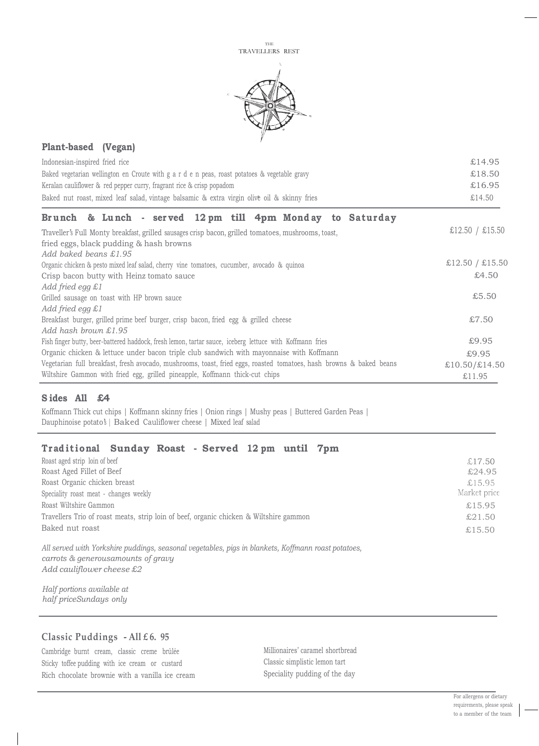THE
TRAVELLERS REST

## Plant-based (Vegan)

| | |
|---|---|
| Indonesian-inspired fried rice | £14.95 |
| Baked vegetarian wellington en Croute with g a r d e n peas, roast potatoes & vegetable gravy | £18.50 |
| Keralan cauliflower & red pepper curry, fragrant rice & crisp popadom | £16.95 |
| Baked nut roast, mixed leaf salad, vintage balsamic & extra virgin olive oil & skinny fries | £14.50 |

## Brunch & Lunch - served 12pm till 4pm Monday to Saturday

| | |
|---|---|
| Traveller's Full Monty breakfast, grilled sausages crisp bacon, grilled tomatoes, mushrooms, toast, fried eggs, black pudding & hash browns<br>*Add baked beans £1.95* | £12.50 / £15.50 |
| Organic chicken & pesto mixed leaf salad, cherry vine tomatoes, cucumber, avocado & quinoa | £12.50 / £15.50 |
| Crisp bacon butty with Heinz tomato sauce<br>*Add fried egg £1* | £4.50 |
| Grilled sausage on toast with HP brown sauce<br>*Add fried egg £1* | £5.50 |
| Breakfast burger, grilled prime beef burger, crisp bacon, fried egg & grilled cheese<br>*Add hash brown £1.95* | £7.50 |
| Fish finger butty, beer-battered haddock, fresh lemon, tartar sauce, iceberg lettuce with Koffmann fries | £9.95 |
| Organic chicken & lettuce under bacon triple club sandwich with mayonnaise with Koffmann | £9.95 |
| Vegetarian full breakfast, fresh avocado, mushrooms, toast, fried eggs, roasted tomatoes, hash browns & baked beans | £10.50/£14.50 |
| Wiltshire Gammon with fried egg, grilled pineapple, Koffmann thick-cut chips | £11.95 |

## Sides All £4

Koffmann Thick cut chips | Koffmann skinny fries | Onion rings | Mushy peas | Buttered Garden Peas | Dauphinoise potato's | Baked Cauliflower cheese | Mixed leaf salad

## Traditional Sunday Roast - Served 12pm until 7pm

| | |
|---|---|
| Roast aged strip loin of beef | £17.50 |
| Roast Aged Fillet of Beef | £24.95 |
| Roast Organic chicken breast | £15.95 |
| Speciality roast meat - changes weekly | Market price |
| Roast Wiltshire Gammon | £15.95 |
| Travellers Trio of roast meats, strip loin of beef, organic chicken & Wiltshire gammon | £21.50 |
| Baked nut roast | £15.50 |

*All served with Yorkshire puddings, seasonal vegetables, pigs in blankets, Koffmann roast potatoes, carrots & generousamounts of gravy*
*Add cauliflower cheese £2*

*Half portions available at half priceSundays only*

## Classic Puddings - All £6. 95

Cambridge burnt cream, classic creme brûlée
Sticky toffee pudding with ice cream or custard
Rich chocolate brownie with a vanilla ice cream
Millionaires' caramel shortbread
Classic simplistic lemon tart
Speciality pudding of the day

For allergens or dietary requirements, please speak to a member of the team